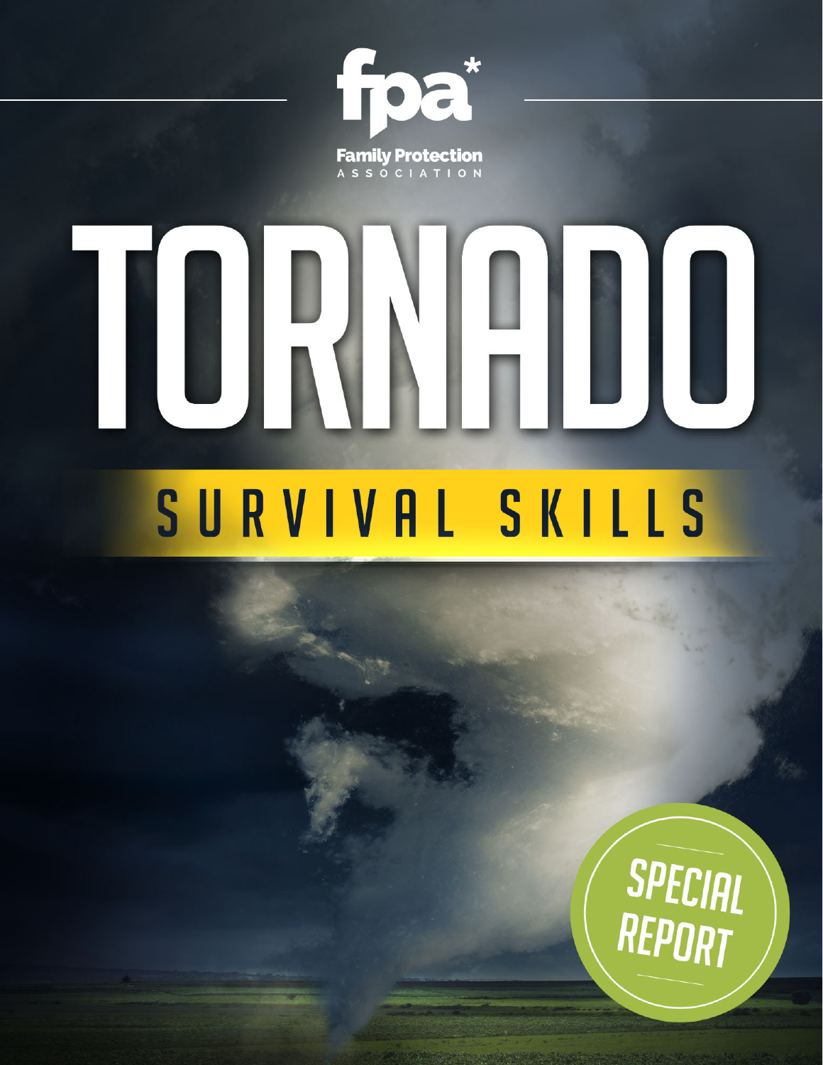fpa*

Family Protection ASSOCIATION

# TORNADO

## SURVIVAL SKILLS

SPECIAL REPORT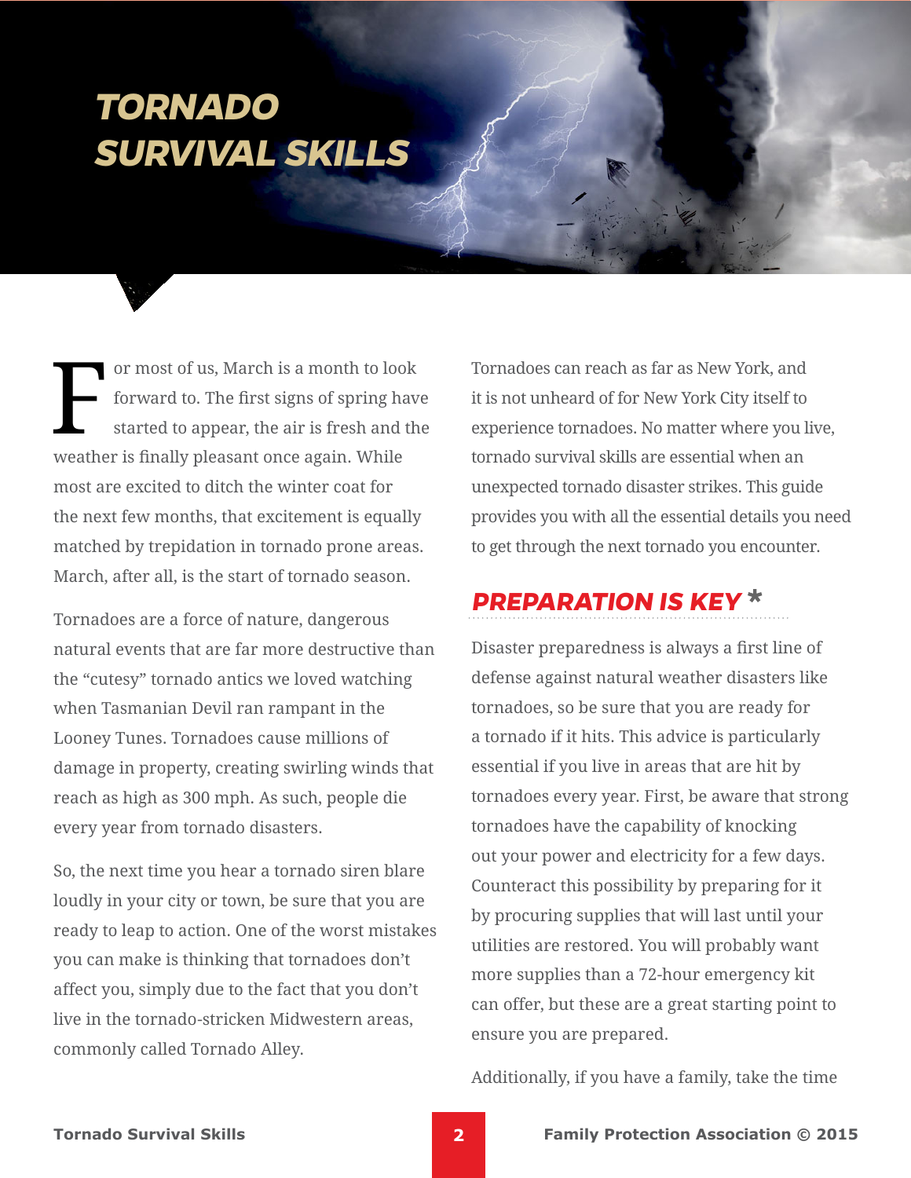# TORNADO SURVIVAL SKILLS

For most of us, March is a month to look forward to. The first signs of spring have started to appear, the air is fresh and the weather is finally pleasant once again. While most are excited to ditch the winter coat for the next few months, that excitement is equally matched by trepidation in tornado prone areas. March, after all, is the start of tornado season.

Tornadoes are a force of nature, dangerous natural events that are far more destructive than the "cutesy" tornado antics we loved watching when Tasmanian Devil ran rampant in the Looney Tunes. Tornadoes cause millions of damage in property, creating swirling winds that reach as high as 300 mph. As such, people die every year from tornado disasters.

So, the next time you hear a tornado siren blare loudly in your city or town, be sure that you are ready to leap to action. One of the worst mistakes you can make is thinking that tornadoes don't affect you, simply due to the fact that you don't live in the tornado-stricken Midwestern areas, commonly called Tornado Alley.

Tornadoes can reach as far as New York, and it is not unheard of for New York City itself to experience tornadoes. No matter where you live, tornado survival skills are essential when an unexpected tornado disaster strikes. This guide provides you with all the essential details you need to get through the next tornado you encounter.

## PREPARATION IS KEY *

Disaster preparedness is always a first line of defense against natural weather disasters like tornadoes, so be sure that you are ready for a tornado if it hits. This advice is particularly essential if you live in areas that are hit by tornadoes every year. First, be aware that strong tornadoes have the capability of knocking out your power and electricity for a few days. Counteract this possibility by preparing for it by procuring supplies that will last until your utilities are restored. You will probably want more supplies than a 72-hour emergency kit can offer, but these are a great starting point to ensure you are prepared.

Additionally, if you have a family, take the time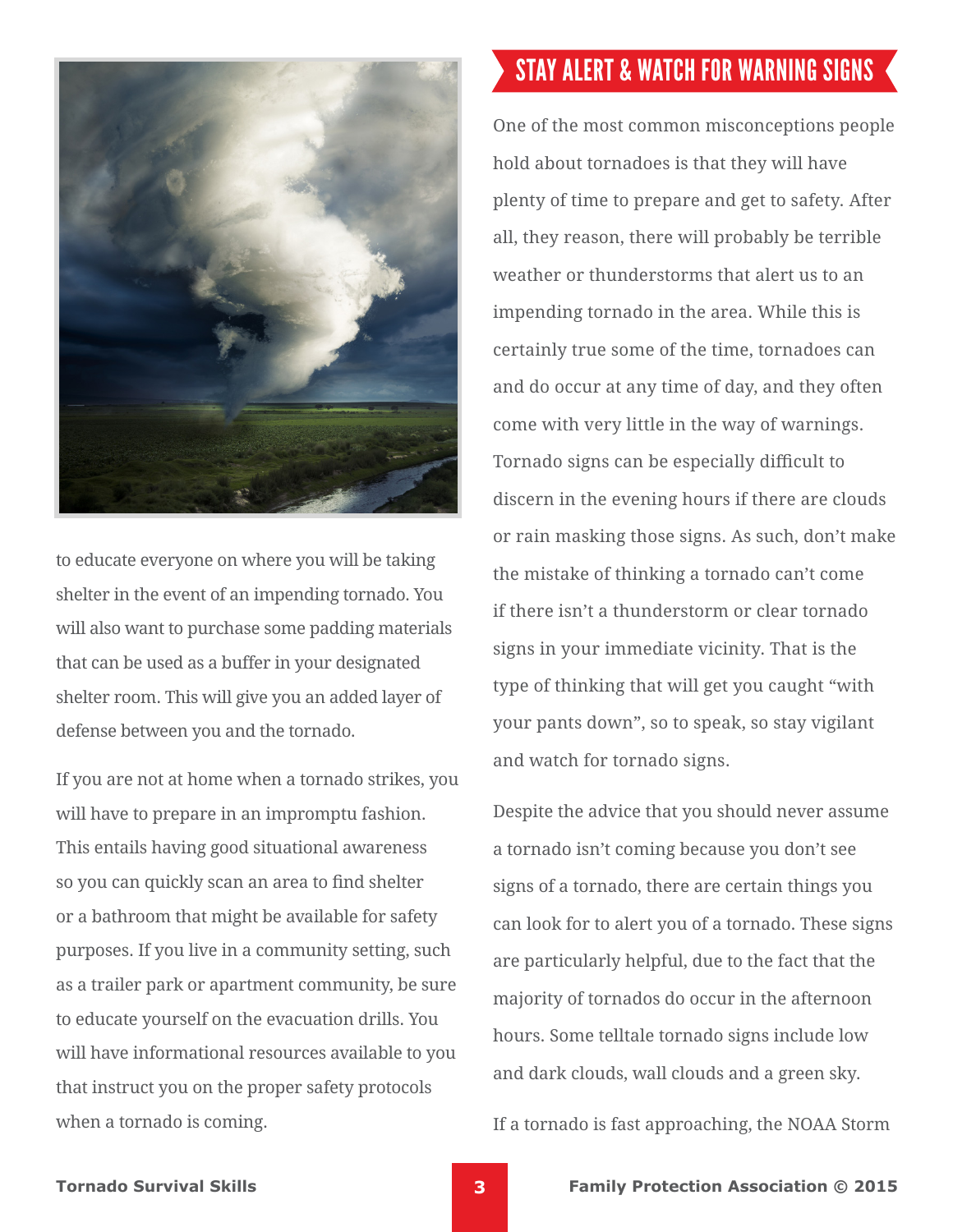to educate everyone on where you will be taking shelter in the event of an impending tornado. You will also want to purchase some padding materials that can be used as a buffer in your designated shelter room. This will give you an added layer of defense between you and the tornado.

If you are not at home when a tornado strikes, you will have to prepare in an impromptu fashion. This entails having good situational awareness so you can quickly scan an area to find shelter or a bathroom that might be available for safety purposes. If you live in a community setting, such as a trailer park or apartment community, be sure to educate yourself on the evacuation drills. You will have informational resources available to you that instruct you on the proper safety protocols when a tornado is coming.

## STAY ALERT & WATCH FOR WARNING SIGNS

One of the most common misconceptions people hold about tornadoes is that they will have plenty of time to prepare and get to safety. After all, they reason, there will probably be terrible weather or thunderstorms that alert us to an impending tornado in the area. While this is certainly true some of the time, tornadoes can and do occur at any time of day, and they often come with very little in the way of warnings. Tornado signs can be especially difficult to discern in the evening hours if there are clouds or rain masking those signs. As such, don't make the mistake of thinking a tornado can't come if there isn't a thunderstorm or clear tornado signs in your immediate vicinity. That is the type of thinking that will get you caught "with your pants down", so to speak, so stay vigilant and watch for tornado signs.

Despite the advice that you should never assume a tornado isn't coming because you don't see signs of a tornado, there are certain things you can look for to alert you of a tornado. These signs are particularly helpful, due to the fact that the majority of tornados do occur in the afternoon hours. Some telltale tornado signs include low and dark clouds, wall clouds and a green sky.

If a tornado is fast approaching, the NOAA Storm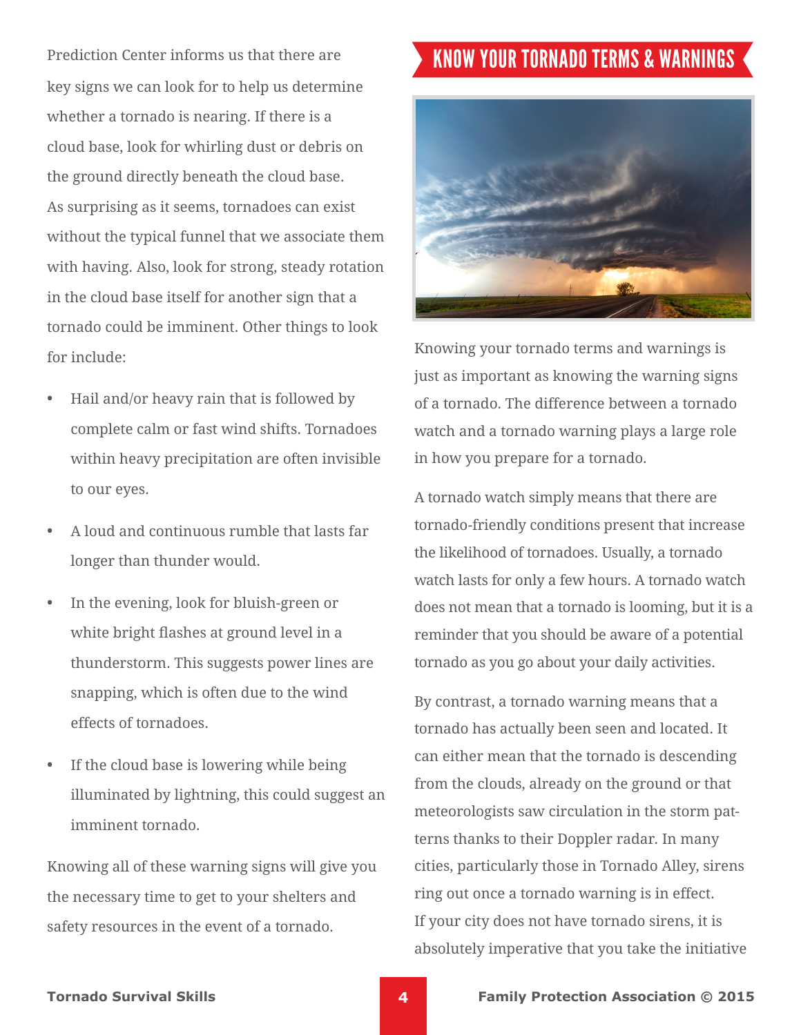Prediction Center informs us that there are key signs we can look for to help us determine whether a tornado is nearing. If there is a cloud base, look for whirling dust or debris on the ground directly beneath the cloud base. As surprising as it seems, tornadoes can exist without the typical funnel that we associate them with having. Also, look for strong, steady rotation in the cloud base itself for another sign that a tornado could be imminent. Other things to look for include:

- Hail and/or heavy rain that is followed by complete calm or fast wind shifts. Tornadoes within heavy precipitation are often invisible to our eyes.
- A loud and continuous rumble that lasts far longer than thunder would.
- In the evening, look for bluish-green or white bright flashes at ground level in a thunderstorm. This suggests power lines are snapping, which is often due to the wind effects of tornadoes.
- If the cloud base is lowering while being illuminated by lightning, this could suggest an imminent tornado.

Knowing all of these warning signs will give you the necessary time to get to your shelters and safety resources in the event of a tornado.

## KNOW YOUR TORNADO TERMS & WARNINGS

Knowing your tornado terms and warnings is just as important as knowing the warning signs of a tornado. The difference between a tornado watch and a tornado warning plays a large role in how you prepare for a tornado.

A tornado watch simply means that there are tornado-friendly conditions present that increase the likelihood of tornadoes. Usually, a tornado watch lasts for only a few hours. A tornado watch does not mean that a tornado is looming, but it is a reminder that you should be aware of a potential tornado as you go about your daily activities.

By contrast, a tornado warning means that a tornado has actually been seen and located. It can either mean that the tornado is descending from the clouds, already on the ground or that meteorologists saw circulation in the storm patterns thanks to their Doppler radar. In many cities, particularly those in Tornado Alley, sirens ring out once a tornado warning is in effect. If your city does not have tornado sirens, it is absolutely imperative that you take the initiative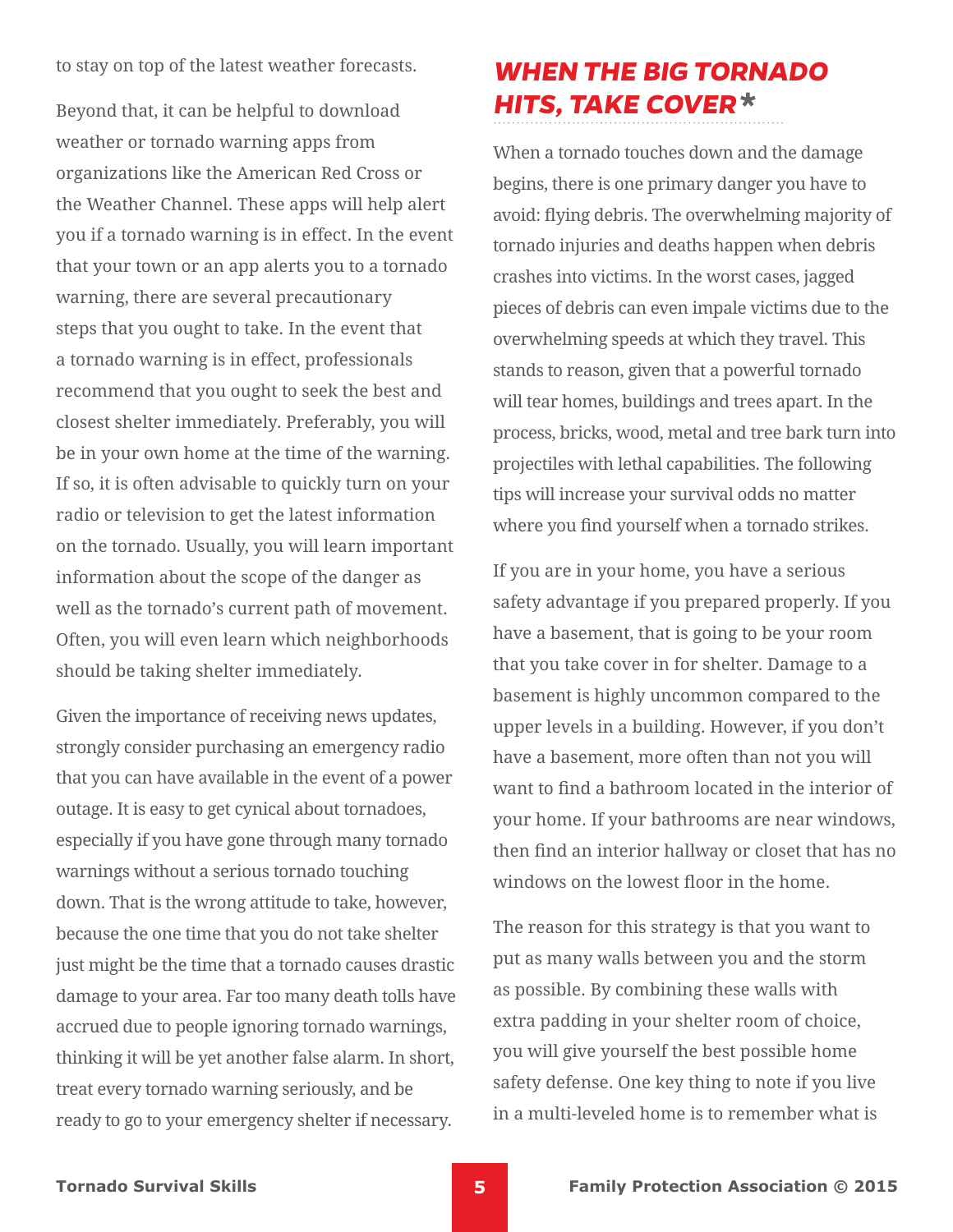to stay on top of the latest weather forecasts.

Beyond that, it can be helpful to download weather or tornado warning apps from organizations like the American Red Cross or the Weather Channel. These apps will help alert you if a tornado warning is in effect. In the event that your town or an app alerts you to a tornado warning, there are several precautionary steps that you ought to take. In the event that a tornado warning is in effect, professionals recommend that you ought to seek the best and closest shelter immediately. Preferably, you will be in your own home at the time of the warning. If so, it is often advisable to quickly turn on your radio or television to get the latest information on the tornado. Usually, you will learn important information about the scope of the danger as well as the tornado's current path of movement. Often, you will even learn which neighborhoods should be taking shelter immediately.

Given the importance of receiving news updates, strongly consider purchasing an emergency radio that you can have available in the event of a power outage. It is easy to get cynical about tornadoes, especially if you have gone through many tornado warnings without a serious tornado touching down. That is the wrong attitude to take, however, because the one time that you do not take shelter just might be the time that a tornado causes drastic damage to your area. Far too many death tolls have accrued due to people ignoring tornado warnings, thinking it will be yet another false alarm. In short, treat every tornado warning seriously, and be ready to go to your emergency shelter if necessary.

## *WHEN THE BIG TORNADO HITS, TAKE COVER*

When a tornado touches down and the damage begins, there is one primary danger you have to avoid: flying debris. The overwhelming majority of tornado injuries and deaths happen when debris crashes into victims. In the worst cases, jagged pieces of debris can even impale victims due to the overwhelming speeds at which they travel. This stands to reason, given that a powerful tornado will tear homes, buildings and trees apart. In the process, bricks, wood, metal and tree bark turn into projectiles with lethal capabilities. The following tips will increase your survival odds no matter where you find yourself when a tornado strikes.

If you are in your home, you have a serious safety advantage if you prepared properly. If you have a basement, that is going to be your room that you take cover in for shelter. Damage to a basement is highly uncommon compared to the upper levels in a building. However, if you don't have a basement, more often than not you will want to find a bathroom located in the interior of your home. If your bathrooms are near windows, then find an interior hallway or closet that has no windows on the lowest floor in the home.

The reason for this strategy is that you want to put as many walls between you and the storm as possible. By combining these walls with extra padding in your shelter room of choice, you will give yourself the best possible home safety defense. One key thing to note if you live in a multi-leveled home is to remember what is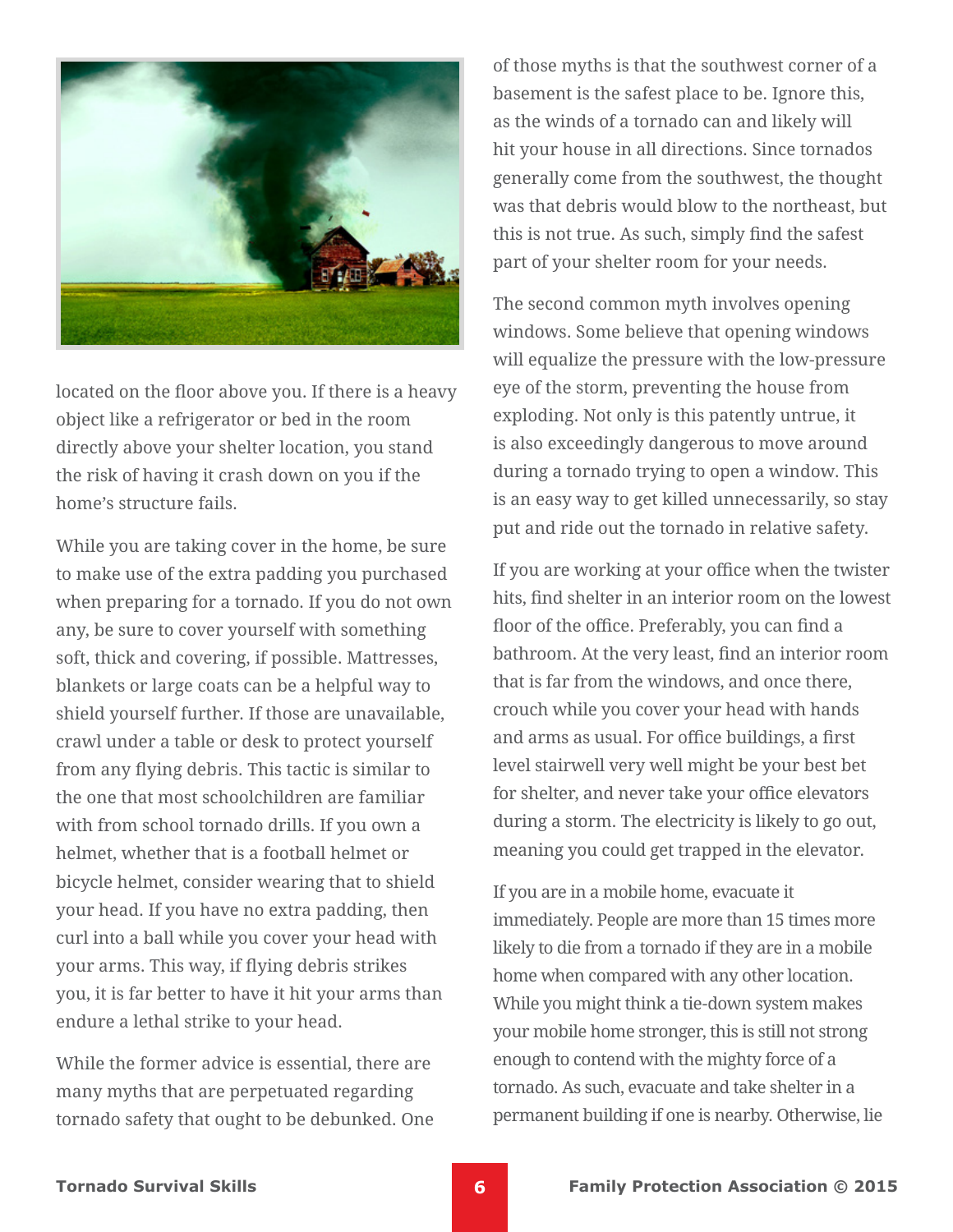located on the floor above you. If there is a heavy object like a refrigerator or bed in the room directly above your shelter location, you stand the risk of having it crash down on you if the home's structure fails.

While you are taking cover in the home, be sure to make use of the extra padding you purchased when preparing for a tornado. If you do not own any, be sure to cover yourself with something soft, thick and covering, if possible. Mattresses, blankets or large coats can be a helpful way to shield yourself further. If those are unavailable, crawl under a table or desk to protect yourself from any flying debris. This tactic is similar to the one that most schoolchildren are familiar with from school tornado drills. If you own a helmet, whether that is a football helmet or bicycle helmet, consider wearing that to shield your head. If you have no extra padding, then curl into a ball while you cover your head with your arms. This way, if flying debris strikes you, it is far better to have it hit your arms than endure a lethal strike to your head.

While the former advice is essential, there are many myths that are perpetuated regarding tornado safety that ought to be debunked. One of those myths is that the southwest corner of a basement is the safest place to be. Ignore this, as the winds of a tornado can and likely will hit your house in all directions. Since tornados generally come from the southwest, the thought was that debris would blow to the northeast, but this is not true. As such, simply find the safest part of your shelter room for your needs.

The second common myth involves opening windows. Some believe that opening windows will equalize the pressure with the low-pressure eye of the storm, preventing the house from exploding. Not only is this patently untrue, it is also exceedingly dangerous to move around during a tornado trying to open a window. This is an easy way to get killed unnecessarily, so stay put and ride out the tornado in relative safety.

If you are working at your office when the twister hits, find shelter in an interior room on the lowest floor of the office. Preferably, you can find a bathroom. At the very least, find an interior room that is far from the windows, and once there, crouch while you cover your head with hands and arms as usual. For office buildings, a first level stairwell very well might be your best bet for shelter, and never take your office elevators during a storm. The electricity is likely to go out, meaning you could get trapped in the elevator.

If you are in a mobile home, evacuate it immediately. People are more than 15 times more likely to die from a tornado if they are in a mobile home when compared with any other location. While you might think a tie-down system makes your mobile home stronger, this is still not strong enough to contend with the mighty force of a tornado. As such, evacuate and take shelter in a permanent building if one is nearby. Otherwise, lie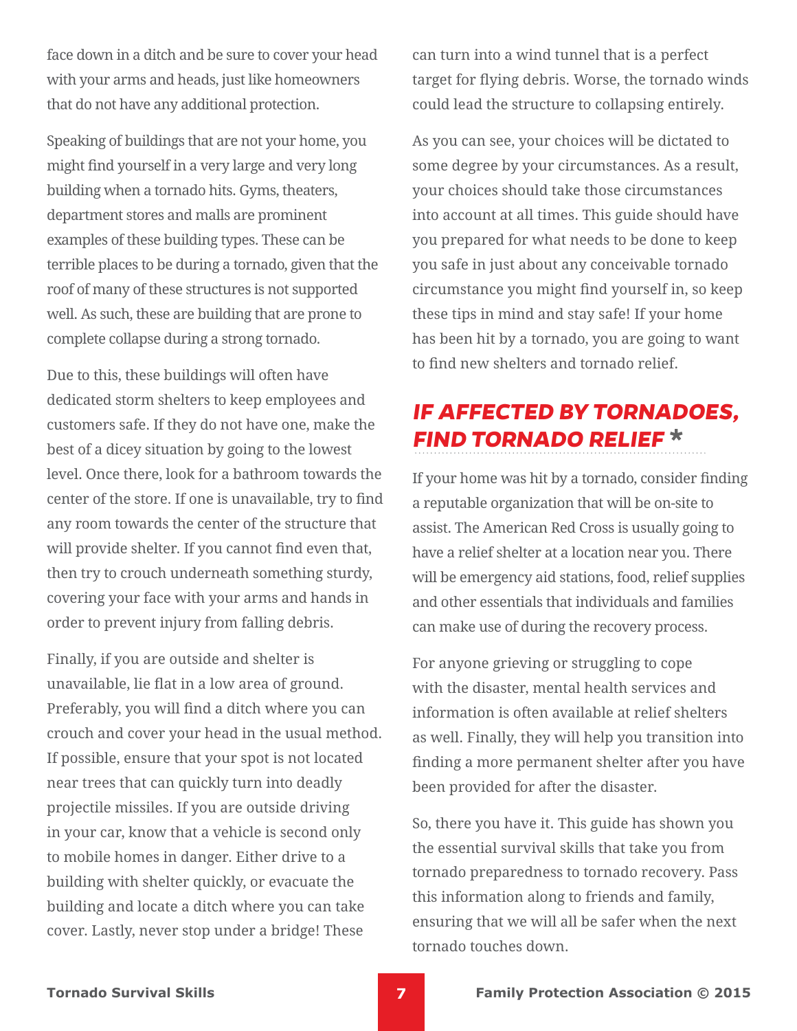face down in a ditch and be sure to cover your head with your arms and heads, just like homeowners that do not have any additional protection.

Speaking of buildings that are not your home, you might find yourself in a very large and very long building when a tornado hits. Gyms, theaters, department stores and malls are prominent examples of these building types. These can be terrible places to be during a tornado, given that the roof of many of these structures is not supported well. As such, these are building that are prone to complete collapse during a strong tornado.

Due to this, these buildings will often have dedicated storm shelters to keep employees and customers safe. If they do not have one, make the best of a dicey situation by going to the lowest level. Once there, look for a bathroom towards the center of the store. If one is unavailable, try to find any room towards the center of the structure that will provide shelter. If you cannot find even that, then try to crouch underneath something sturdy, covering your face with your arms and hands in order to prevent injury from falling debris.

Finally, if you are outside and shelter is unavailable, lie flat in a low area of ground. Preferably, you will find a ditch where you can crouch and cover your head in the usual method. If possible, ensure that your spot is not located near trees that can quickly turn into deadly projectile missiles. If you are outside driving in your car, know that a vehicle is second only to mobile homes in danger. Either drive to a building with shelter quickly, or evacuate the building and locate a ditch where you can take cover. Lastly, never stop underneath a bridge! These can turn into a wind tunnel that is a perfect target for flying debris. Worse, the tornado winds could lead the structure to collapsing entirely.

As you can see, your choices will be dictated to some degree by your circumstances. As a result, your choices should take those circumstances into account at all times. This guide should have you prepared for what needs to be done to keep you safe in just about any conceivable tornado circumstance you might find yourself in, so keep these tips in mind and stay safe! If your home has been hit by a tornado, you are going to want to find new shelters and tornado relief.

## *IF AFFECTED BY TORNADOES, FIND TORNADO RELIEF* *

If your home was hit by a tornado, consider finding a reputable organization that will be on-site to assist. The American Red Cross is usually going to have a relief shelter at a location near you. There will be emergency aid stations, food, relief supplies and other essentials that individuals and families can make use of during the recovery process.

For anyone grieving or struggling to cope with the disaster, mental health services and information is often available at relief shelters as well. Finally, they will help you transition into finding a more permanent shelter after you have been provided for after the disaster.

So, there you have it. This guide has shown you the essential survival skills that take you from tornado preparedness to tornado recovery. Pass this information along to friends and family, ensuring that we will all be safer when the next tornado touches down.